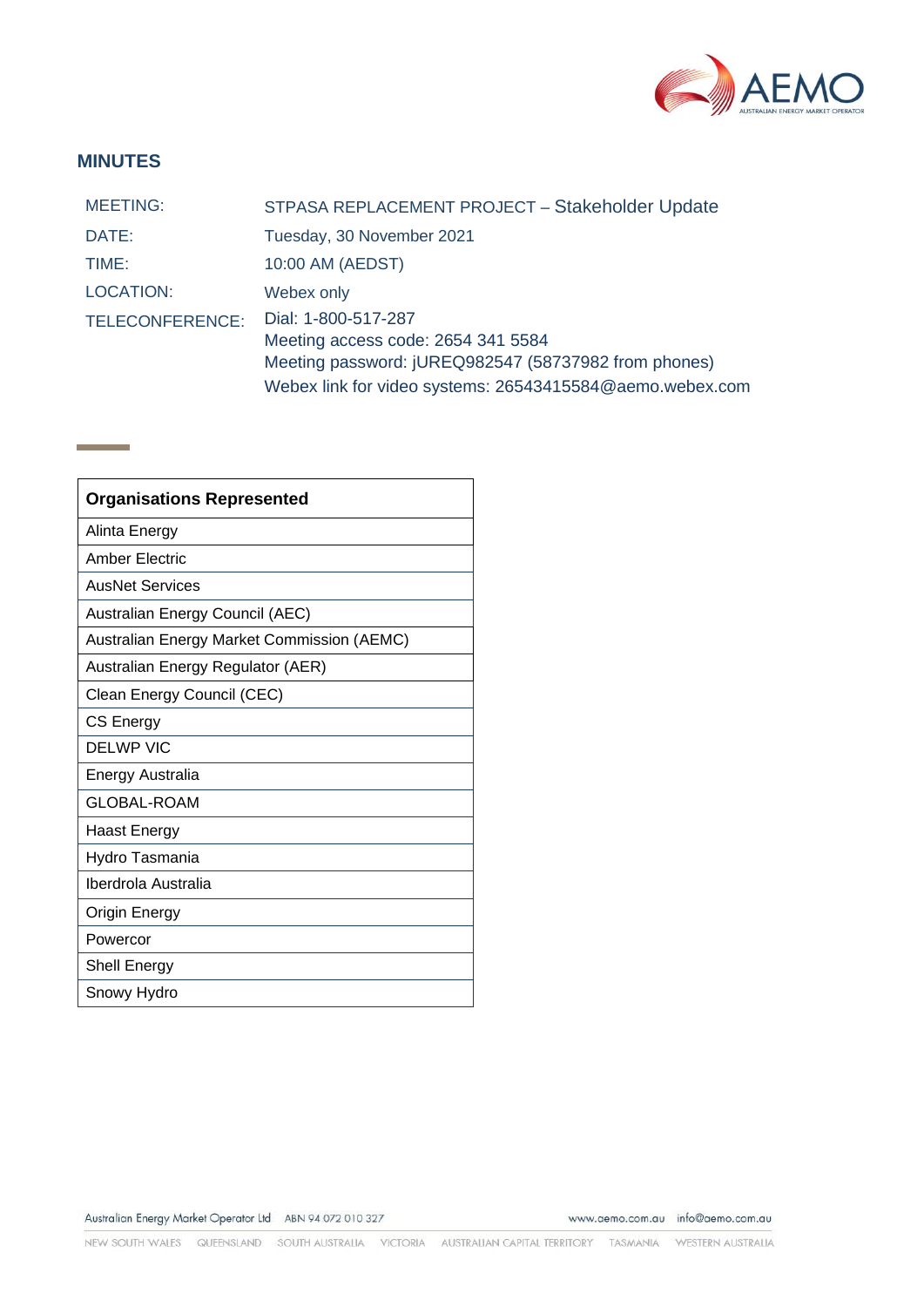## MINUTES

| | |
|---|---|
| MEETING: | STPASA REPLACEMENT PROJECT – Stakeholder Update |
| DATE: | Tuesday, 30 November 2021 |
| TIME: | 10:00 AM (AEDST) |
| LOCATION: | Webex only |
| TELECONFERENCE: | Dial: 1-800-517-287<br>Meeting access code: 2654 341 5584<br>Meeting password: jUREQ982547 (58737982 from phones)<br>Webex link for video systems: 26543415584@aemo.webex.com |

| Organisations Represented |
|---|
| Alinta Energy |
| Amber Electric |
| AusNet Services |
| Australian Energy Council (AEC) |
| Australian Energy Market Commission (AEMC) |
| Australian Energy Regulator (AER) |
| Clean Energy Council (CEC) |
| CS Energy |
| DELWP VIC |
| Energy Australia |
| GLOBAL-ROAM |
| Haast Energy |
| Hydro Tasmania |
| Iberdrola Australia |
| Origin Energy |
| Powercor |
| Shell Energy |
| Snowy Hydro |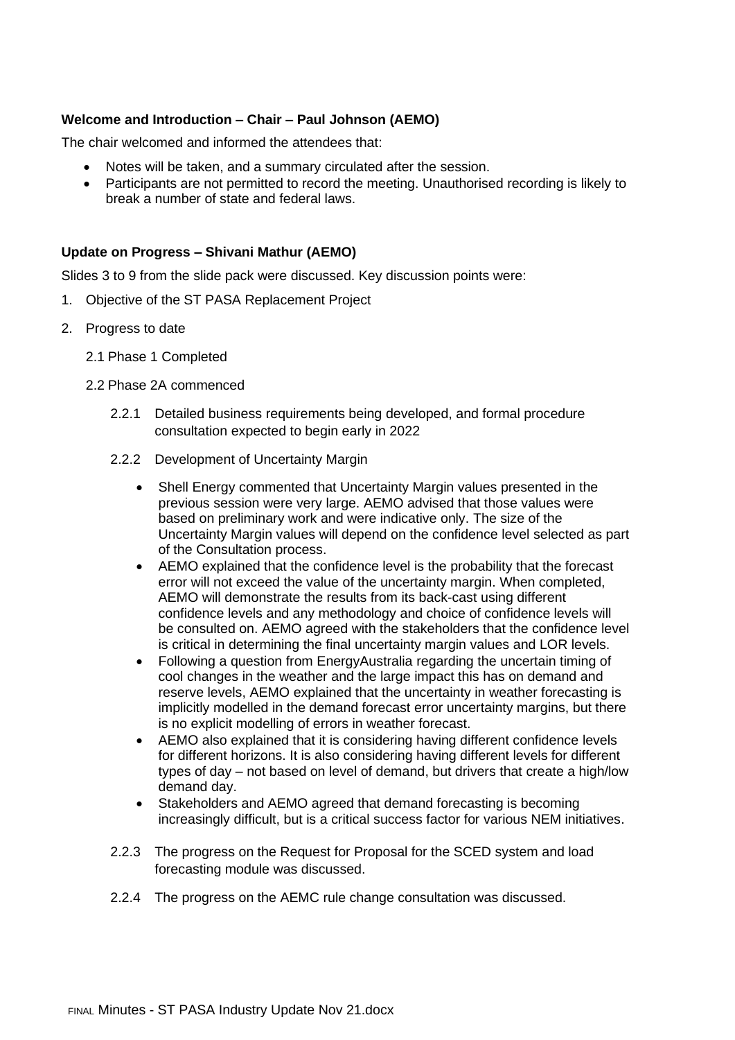**Welcome and Introduction – Chair – Paul Johnson (AEMO)**

The chair welcomed and informed the attendees that:

- Notes will be taken, and a summary circulated after the session.
- Participants are not permitted to record the meeting. Unauthorised recording is likely to break a number of state and federal laws.

**Update on Progress – Shivani Mathur (AEMO)**

Slides 3 to 9 from the slide pack were discussed. Key discussion points were:

1. Objective of the ST PASA Replacement Project
2. Progress to date

   2.1 Phase 1 Completed

   2.2 Phase 2A commenced

   2.2.1 Detailed business requirements being developed, and formal procedure consultation expected to begin early in 2022

   2.2.2 Development of Uncertainty Margin

   - Shell Energy commented that Uncertainty Margin values presented in the previous session were very large. AEMO advised that those values were based on preliminary work and were indicative only. The size of the Uncertainty Margin values will depend on the confidence level selected as part of the Consultation process.
   - AEMO explained that the confidence level is the probability that the forecast error will not exceed the value of the uncertainty margin. When completed, AEMO will demonstrate the results from its back-cast using different confidence levels and any methodology and choice of confidence levels will be consulted on. AEMO agreed with the stakeholders that the confidence level is critical in determining the final uncertainty margin values and LOR levels.
   - Following a question from EnergyAustralia regarding the uncertain timing of cool changes in the weather and the large impact this has on demand and reserve levels, AEMO explained that the uncertainty in weather forecasting is implicitly modelled in the demand forecast error uncertainty margins, but there is no explicit modelling of errors in weather forecast.
   - AEMO also explained that it is considering having different confidence levels for different horizons. It is also considering having different levels for different types of day – not based on level of demand, but drivers that create a high/low demand day.
   - Stakeholders and AEMO agreed that demand forecasting is becoming increasingly difficult, but is a critical success factor for various NEM initiatives.

   2.2.3 The progress on the Request for Proposal for the SCED system and load forecasting module was discussed.

   2.2.4 The progress on the AEMC rule change consultation was discussed.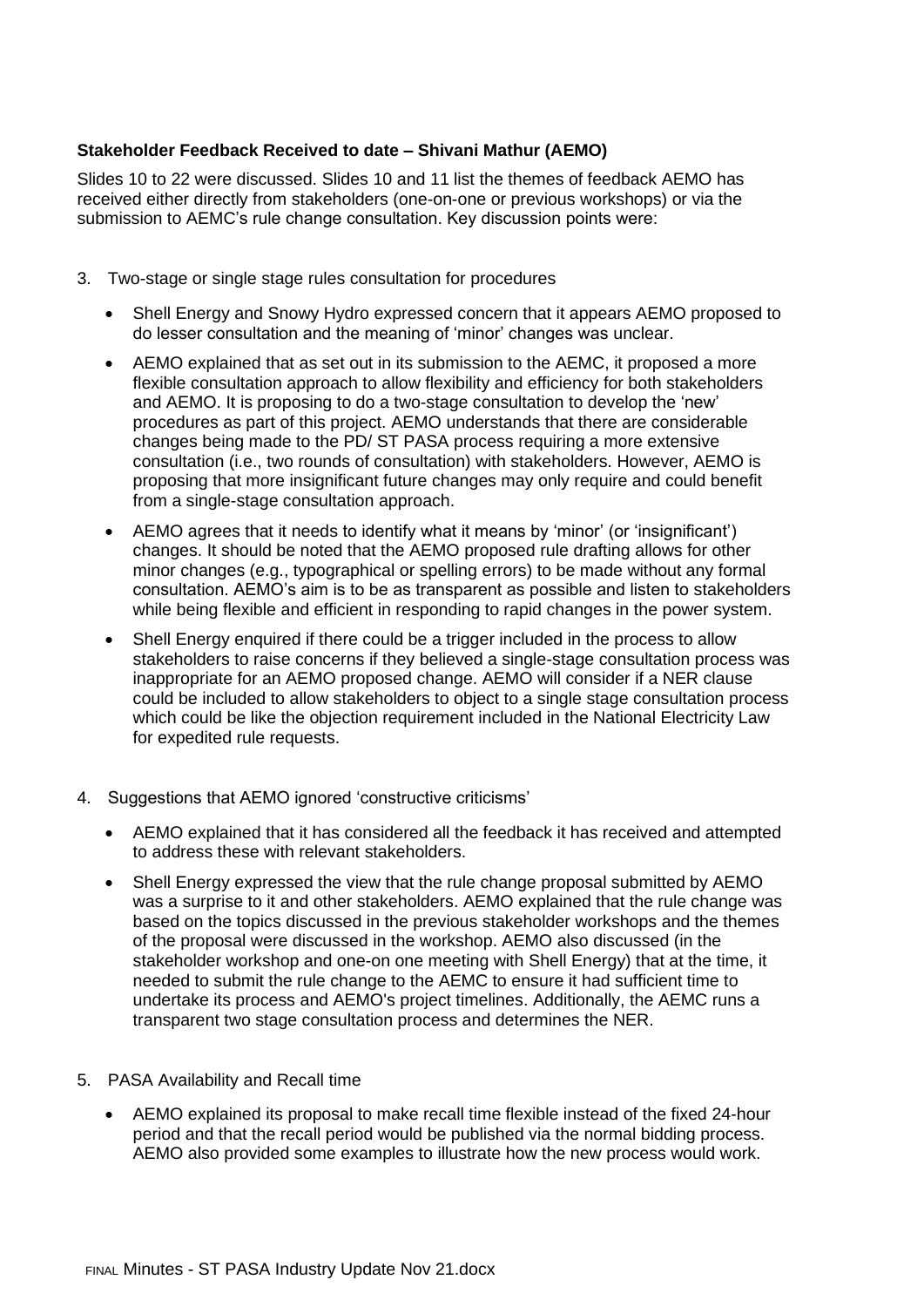**Stakeholder Feedback Received to date – Shivani Mathur (AEMO)**

Slides 10 to 22 were discussed. Slides 10 and 11 list the themes of feedback AEMO has received either directly from stakeholders (one-on-one or previous workshops) or via the submission to AEMC's rule change consultation. Key discussion points were:

3. Two-stage or single stage rules consultation for procedures

   - Shell Energy and Snowy Hydro expressed concern that it appears AEMO proposed to do lesser consultation and the meaning of 'minor' changes was unclear.
   - AEMO explained that as set out in its submission to the AEMC, it proposed a more flexible consultation approach to allow flexibility and efficiency for both stakeholders and AEMO. It is proposing to do a two-stage consultation to develop the 'new' procedures as part of this project. AEMO understands that there are considerable changes being made to the PD/ ST PASA process requiring a more extensive consultation (i.e., two rounds of consultation) with stakeholders. However, AEMO is proposing that more insignificant future changes may only require and could benefit from a single-stage consultation approach.
   - AEMO agrees that it needs to identify what it means by 'minor' (or 'insignificant') changes. It should be noted that the AEMO proposed rule drafting allows for other minor changes (e.g., typographical or spelling errors) to be made without any formal consultation. AEMO's aim is to be as transparent as possible and listen to stakeholders while being flexible and efficient in responding to rapid changes in the power system.
   - Shell Energy enquired if there could be a trigger included in the process to allow stakeholders to raise concerns if they believed a single-stage consultation process was inappropriate for an AEMO proposed change. AEMO will consider if a NER clause could be included to allow stakeholders to object to a single stage consultation process which could be like the objection requirement included in the National Electricity Law for expedited rule requests.

4. Suggestions that AEMO ignored 'constructive criticisms'

   - AEMO explained that it has considered all the feedback it has received and attempted to address these with relevant stakeholders.
   - Shell Energy expressed the view that the rule change proposal submitted by AEMO was a surprise to it and other stakeholders. AEMO explained that the rule change was based on the topics discussed in the previous stakeholder workshops and the themes of the proposal were discussed in the workshop. AEMO also discussed (in the stakeholder workshop and one-on one meeting with Shell Energy) that at the time, it needed to submit the rule change to the AEMC to ensure it had sufficient time to undertake its process and AEMO's project timelines. Additionally, the AEMC runs a transparent two stage consultation process and determines the NER.

5. PASA Availability and Recall time

   - AEMO explained its proposal to make recall time flexible instead of the fixed 24-hour period and that the recall period would be published via the normal bidding process. AEMO also provided some examples to illustrate how the new process would work.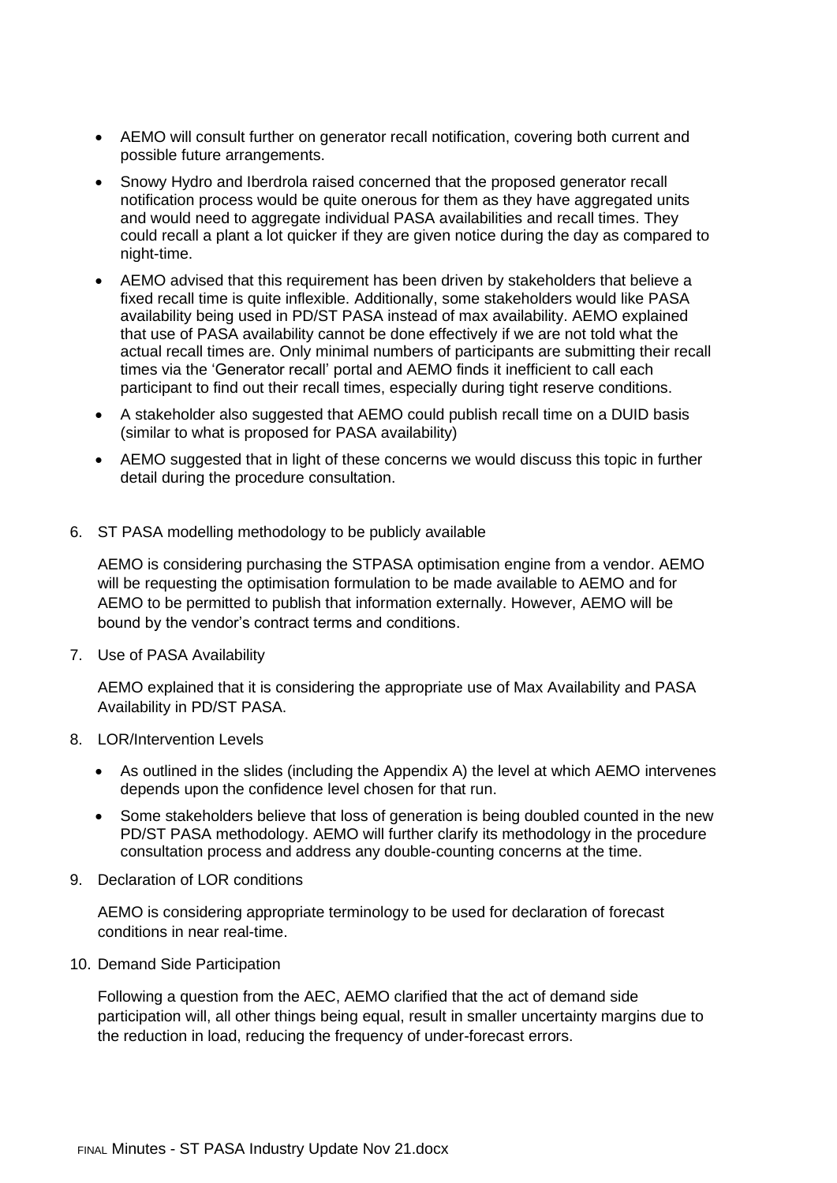- AEMO will consult further on generator recall notification, covering both current and possible future arrangements.
- Snowy Hydro and Iberdrola raised concerned that the proposed generator recall notification process would be quite onerous for them as they have aggregated units and would need to aggregate individual PASA availabilities and recall times. They could recall a plant a lot quicker if they are given notice during the day as compared to night-time.
- AEMO advised that this requirement has been driven by stakeholders that believe a fixed recall time is quite inflexible. Additionally, some stakeholders would like PASA availability being used in PD/ST PASA instead of max availability. AEMO explained that use of PASA availability cannot be done effectively if we are not told what the actual recall times are. Only minimal numbers of participants are submitting their recall times via the 'Generator recall' portal and AEMO finds it inefficient to call each participant to find out their recall times, especially during tight reserve conditions.
- A stakeholder also suggested that AEMO could publish recall time on a DUID basis (similar to what is proposed for PASA availability)
- AEMO suggested that in light of these concerns we would discuss this topic in further detail during the procedure consultation.

6. ST PASA modelling methodology to be publicly available

   AEMO is considering purchasing the STPASA optimisation engine from a vendor. AEMO will be requesting the optimisation formulation to be made available to AEMO and for AEMO to be permitted to publish that information externally. However, AEMO will be bound by the vendor's contract terms and conditions.

7. Use of PASA Availability

   AEMO explained that it is considering the appropriate use of Max Availability and PASA Availability in PD/ST PASA.

8. LOR/Intervention Levels

   - As outlined in the slides (including the Appendix A) the level at which AEMO intervenes depends upon the confidence level chosen for that run.
   - Some stakeholders believe that loss of generation is being doubled counted in the new PD/ST PASA methodology. AEMO will further clarify its methodology in the procedure consultation process and address any double-counting concerns at the time.

9. Declaration of LOR conditions

   AEMO is considering appropriate terminology to be used for declaration of forecast conditions in near real-time.

10. Demand Side Participation

    Following a question from the AEC, AEMO clarified that the act of demand side participation will, all other things being equal, result in smaller uncertainty margins due to the reduction in load, reducing the frequency of under-forecast errors.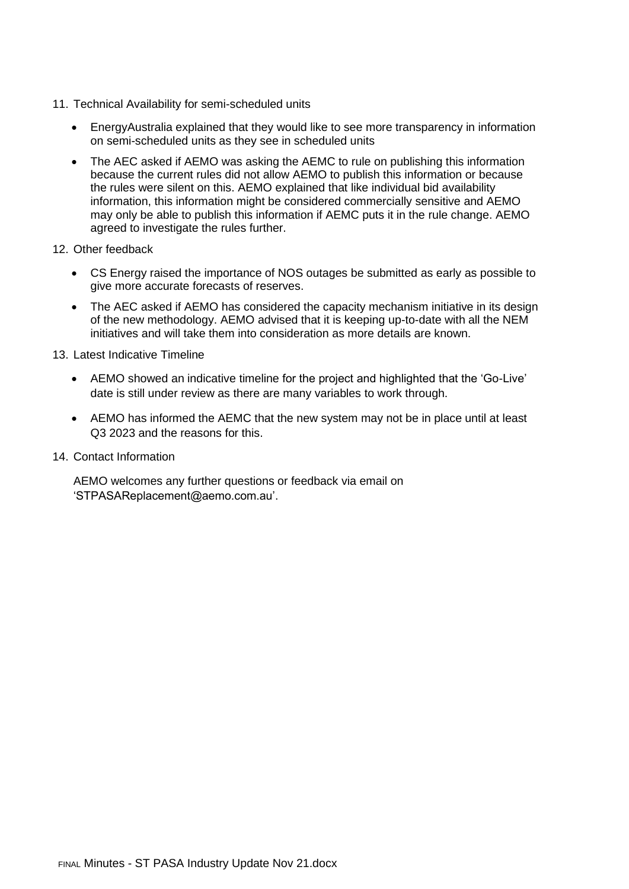11. Technical Availability for semi-scheduled units

    - EnergyAustralia explained that they would like to see more transparency in information on semi-scheduled units as they see in scheduled units
    - The AEC asked if AEMO was asking the AEMC to rule on publishing this information because the current rules did not allow AEMO to publish this information or because the rules were silent on this. AEMO explained that like individual bid availability information, this information might be considered commercially sensitive and AEMO may only be able to publish this information if AEMC puts it in the rule change. AEMO agreed to investigate the rules further.

12. Other feedback

    - CS Energy raised the importance of NOS outages be submitted as early as possible to give more accurate forecasts of reserves.
    - The AEC asked if AEMO has considered the capacity mechanism initiative in its design of the new methodology. AEMO advised that it is keeping up-to-date with all the NEM initiatives and will take them into consideration as more details are known.

13. Latest Indicative Timeline

    - AEMO showed an indicative timeline for the project and highlighted that the 'Go-Live' date is still under review as there are many variables to work through.
    - AEMO has informed the AEMC that the new system may not be in place until at least Q3 2023 and the reasons for this.

14. Contact Information

    AEMO welcomes any further questions or feedback via email on 'STPASAReplacement@aemo.com.au'.